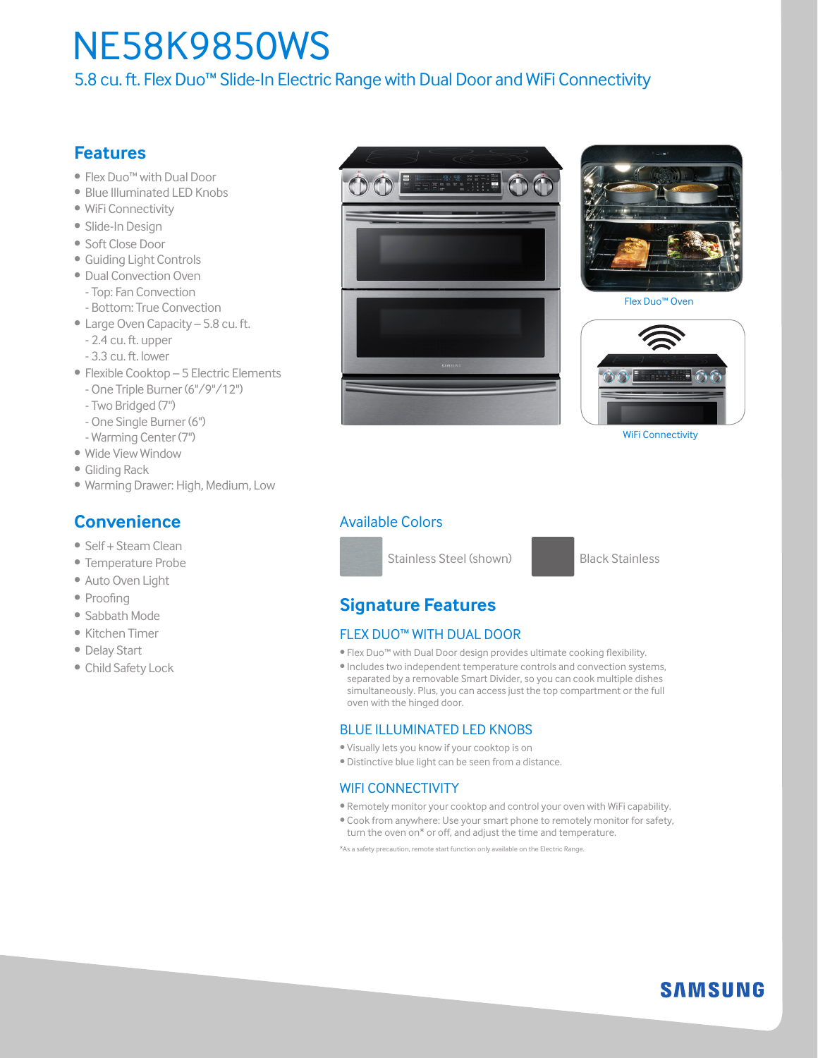# NE58K9850WS

5.8 cu. ft. Flex Duo™ Slide-In Electric Range with Dual Door and WiFi Connectivity

## Features

- Flex Duo™ with Dual Door
- Blue Illuminated LED Knobs
- WiFi Connectivity
- Slide-In Design
- Soft Close Door
- Guiding Light Controls
- Dual Convection Oven
  - Top: Fan Convection
  - Bottom: True Convection
- Large Oven Capacity – 5.8 cu. ft.
  - 2.4 cu. ft. upper
  - 3.3 cu. ft. lower
- Flexible Cooktop – 5 Electric Elements
  - One Triple Burner (6"/9"/12")
  - Two Bridged (7")
  - One Single Burner (6")
  - Warming Center (7")
- Wide View Window
- Gliding Rack
- Warming Drawer: High, Medium, Low

Flex Duo™ Oven

WiFi Connectivity

## Convenience

- Self + Steam Clean
- Temperature Probe
- Auto Oven Light
- Proofing
- Sabbath Mode
- Kitchen Timer
- Delay Start
- Child Safety Lock

### Available Colors

Stainless Steel (shown)

Black Stainless

## Signature Features

### FLEX DUO™ WITH DUAL DOOR

- Flex Duo™ with Dual Door design provides ultimate cooking flexibility.
- Includes two independent temperature controls and convection systems, separated by a removable Smart Divider, so you can cook multiple dishes simultaneously. Plus, you can access just the top compartment or the full oven with the hinged door.

### BLUE ILLUMINATED LED KNOBS

- Visually lets you know if your cooktop is on
- Distinctive blue light can be seen from a distance.

### WIFI CONNECTIVITY

- Remotely monitor your cooktop and control your oven with WiFi capability.
- Cook from anywhere: Use your smart phone to remotely monitor for safety, turn the oven on* or off, and adjust the time and temperature.

*As a safety precaution, remote start function only available on the Electric Range.

SAMSUNG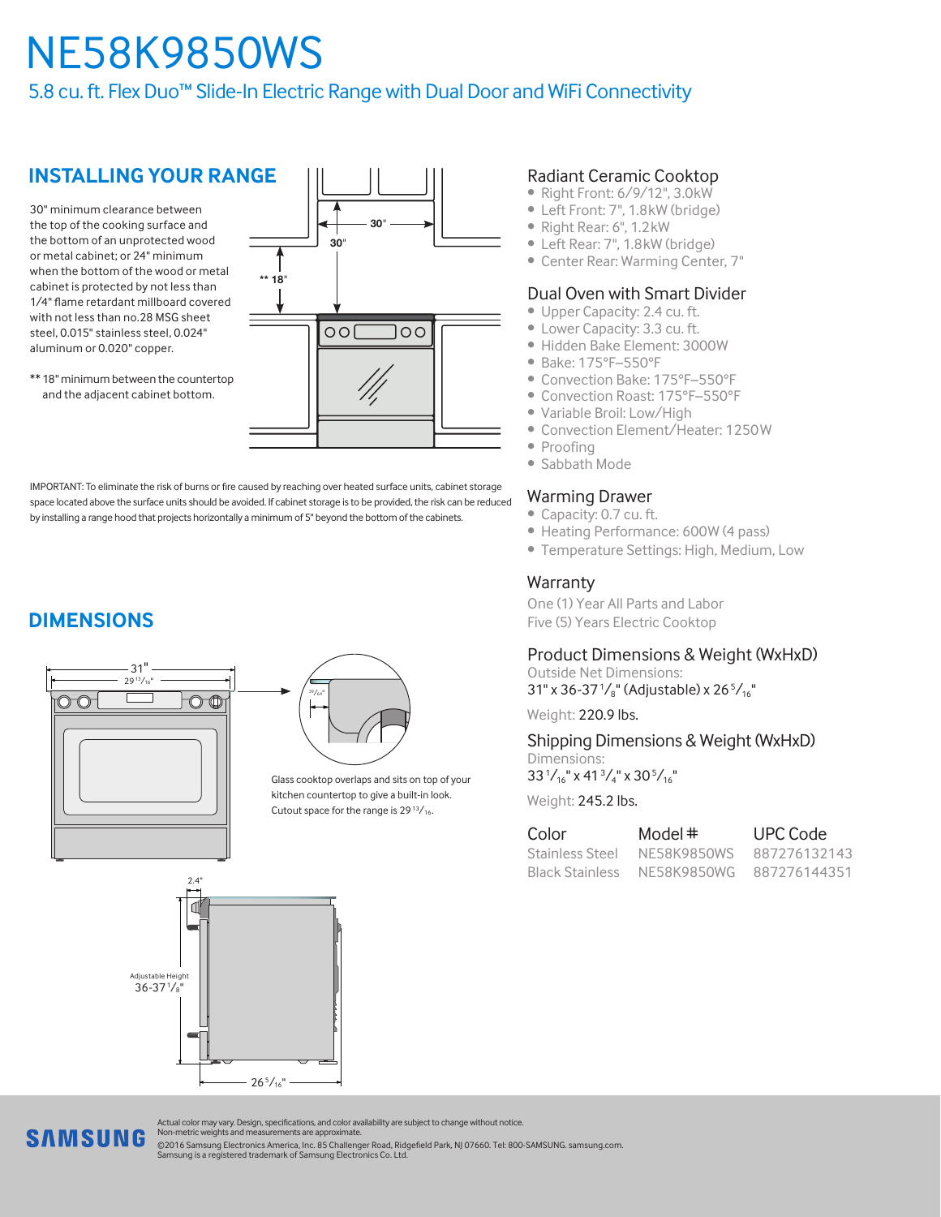# NE58K9850WS

5.8 cu. ft. Flex Duo™ Slide-In Electric Range with Dual Door and WiFi Connectivity

## INSTALLING YOUR RANGE

30" minimum clearance between the top of the cooking surface and the bottom of an unprotected wood or metal cabinet; or 24" minimum when the bottom of the wood or metal cabinet is protected by not less than 1/4" flame retardant millboard covered with not less than no.28 MSG sheet steel, 0.015" stainless steel, 0.024" aluminum or 0.020" copper.

** 18" minimum between the countertop and the adjacent cabinet bottom.

30"

30"

** 18"

IMPORTANT: To eliminate the risk of burns or fire caused by reaching over heated surface units, cabinet storage space located above the surface units should be avoided. If cabinet storage is to be provided, the risk can be reduced by installing a range hood that projects horizontally a minimum of 5" beyond the bottom of the cabinets.

## DIMENSIONS

31"

29 13/16"

39/64"

Glass cooktop overlaps and sits on top of your kitchen countertop to give a built-in look. Cutout space for the range is 29 13/16.

2.4"

Adjustable Height

36-37 1/8"

26 5/16"

### Radiant Ceramic Cooktop

- Right Front: 6/9/12", 3.0kW
- Left Front: 7", 1.8kW (bridge)
- Right Rear: 6", 1.2kW
- Left Rear: 7", 1.8kW (bridge)
- Center Rear: Warming Center, 7"

### Dual Oven with Smart Divider

- Upper Capacity: 2.4 cu. ft.
- Lower Capacity: 3.3 cu. ft.
- Hidden Bake Element: 3000W
- Bake: 175°F–550°F
- Convection Bake: 175°F–550°F
- Convection Roast: 175°F–550°F
- Variable Broil: Low/High
- Convection Element/Heater: 1250W
- Proofing
- Sabbath Mode

### Warming Drawer

- Capacity: 0.7 cu. ft.
- Heating Performance: 600W (4 pass)
- Temperature Settings: High, Medium, Low

### Warranty

One (1) Year All Parts and Labor
Five (5) Years Electric Cooktop

### Product Dimensions & Weight (WxHxD)

Outside Net Dimensions:
31" x 36-37 1/8" (Adjustable) x 26 5/16"

Weight: 220.9 lbs.

### Shipping Dimensions & Weight (WxHxD)

Dimensions:
33 1/16" x 41 3/4" x 30 5/16"

Weight: 245.2 lbs.

| Color | Model # | UPC Code |
|---|---|---|
| Stainless Steel | NE58K9850WS | 887276132143 |
| Black Stainless | NE58K9850WG | 887276144351 |

SAMSUNG

Actual color may vary. Design, specifications, and color availability are subject to change without notice.
Non-metric weights and measurements are approximate.
©2016 Samsung Electronics America, Inc. 85 Challenger Road, Ridgefield Park, NJ 07660. Tel: 800-SAMSUNG. samsung.com.
Samsung is a registered trademark of Samsung Electronics Co. Ltd.